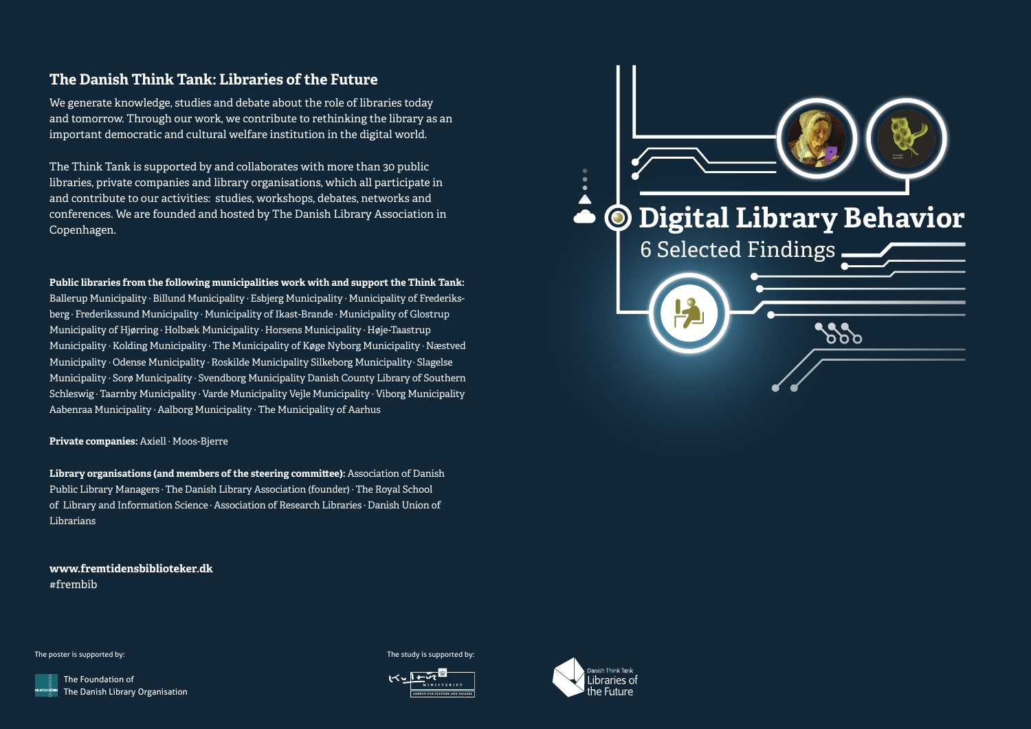## The Danish Think Tank: Libraries of the Future

We generate knowledge, studies and debate about the role of libraries today and tomorrow. Through our work, we contribute to rethinking the library as an important democratic and cultural welfare institution in the digital world.

The Think Tank is supported by and collaborates with more than 30 public libraries, private companies and library organisations, which all participate in and contribute to our activities: studies, workshops, debates, networks and conferences. We are founded and hosted by The Danish Library Association in Copenhagen.

**Public libraries from the following municipalities work with and support the Think Tank:** Ballerup Municipality · Billund Municipality · Esbjerg Municipality · Municipality of Frederiksberg · Frederikssund Municipality · Municipality of Ikast-Brande · Municipality of Glostrup Municipality of Hjørring · Holbæk Municipality · Horsens Municipality · Høje-Taastrup Municipality · Kolding Municipality · The Municipality of Køge Nyborg Municipality · Næstved Municipality · Odense Municipality · Roskilde Municipality Silkeborg Municipality · Slagelse Municipality · Sorø Municipality · Svendborg Municipality Danish County Library of Southern Schleswig · Taarnby Municipality · Varde Municipality Vejle Municipality · Viborg Municipality Aabenraa Municipality · Aalborg Municipality · The Municipality of Aarhus

**Private companies:** Axiell · Moos-Bjerre

**Library organisations (and members of the steering committee):** Association of Danish Public Library Managers · The Danish Library Association (founder) · The Royal School of Library and Information Science · Association of Research Libraries · Danish Union of Librarians

**www.fremtidensbiblioteker.dk**
#frembib

The poster is supported by:

The Foundation of
The Danish Library Organisation

The study is supported by:

Kulturministeriet – Agency for Culture and Palaces

Danish Think Tank
Libraries of the Future

# Digital Library Behavior

## 6 Selected Findings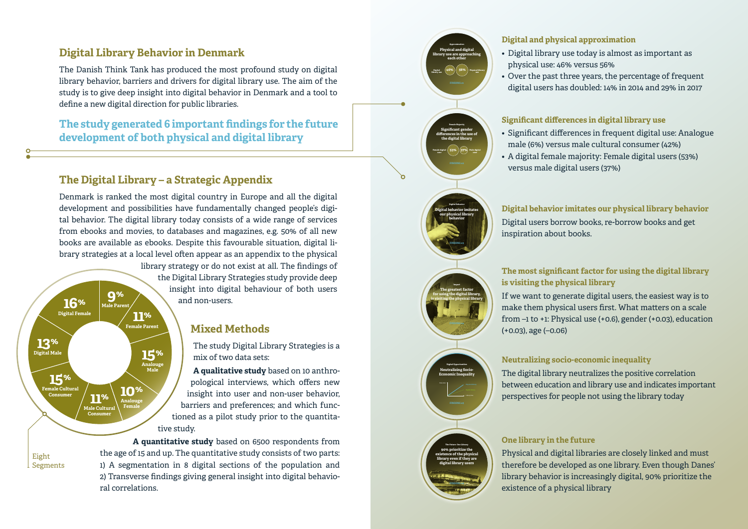## Digital Library Behavior in Denmark

The Danish Think Tank has produced the most profound study on digital library behavior, barriers and drivers for digital library use. The aim of the study is to give deep insight into digital behavior in Denmark and a tool to define a new digital direction for public libraries.

### The study generated 6 important findings for the future development of both physical and digital library

## The Digital Library – a Strategic Appendix

Denmark is ranked the most digital country in Europe and all the digital development and possibilities have fundamentally changed people's digital behavior. The digital library today consists of a wide range of services from ebooks and movies, to databases and magazines, e.g. 50% of all new books are available as ebooks. Despite this favourable situation, digital library strategies at a local level often appear as an appendix to the physical library strategy or do not exist at all. The findings of the Digital Library Strategies study provide deep insight into digital behaviour of both users and non-users.

16% Digital Female
9% Male Parent
11% Female Parent
15% Analouge Male
10% Analouge Female
11% Male Cultural Consumer
15% Female Cultural Consumer
13% Digital Male

Eight Segments

## Mixed Methods

The study Digital Library Strategies is a mix of two data sets:

**A qualitative study** based on 10 anthropological interviews, which offers new insight into user and non-user behavior, barriers and preferences; and which functioned as a pilot study prior to the quantitative study.

**A quantitative study** based on 6500 respondents from the age of 15 and up. The quantitative study consists of two parts: 1) A segmentation in 8 digital sections of the population and 2) Transverse findings giving general insight into digital behavioral correlations.

### Digital and physical approximation

- Digital library use today is almost as important as physical use: 46% versus 56%
- Over the past three years, the percentage of frequent digital users has doubled: 14% in 2014 and 29% in 2017

### Significant differences in digital library use

- Significant differences in frequent digital use: Analogue male (6%) versus male cultural consumer (42%)
- A digital female majority: Female digital users (53%) versus male digital users (37%)

### Digital behavior imitates our physical library behavior

Digital users borrow books, re-borrow books and get inspiration about books.

### The most significant factor for using the digital library is visiting the physical library

If we want to generate digital users, the easiest way is to make them physical users first. What matters on a scale from –1 to +1: Physical use (+0.6), gender (+0.03), education (+0.03), age (–0.06)

### Neutralizing socio-economic inequality

The digital library neutralizes the positive correlation between education and library use and indicates important perspectives for people not using the library today

### One library in the future

Physical and digital libraries are closely linked and must therefore be developed as one library. Even though Danes' library behavior is increasingly digital, 90% prioritize the existence of a physical library